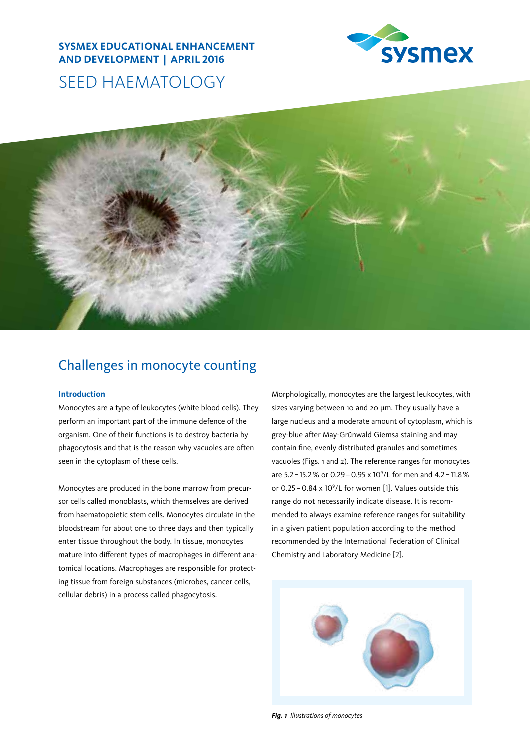**SYSMEX EDUCATIONAL ENHANCEMENT AND DEVELOPMENT | APRIL 2016**

# SEED HAEMATOLOGY

## Challenges in monocyte counting

### Introduction

Monocytes are a type of leukocytes (white blood cells). They perform an important part of the immune defence of the organism. One of their functions is to destroy bacteria by phagocytosis and that is the reason why vacuoles are often seen in the cytoplasm of these cells.

Monocytes are produced in the bone marrow from precursor cells called monoblasts, which themselves are derived from haematopoietic stem cells. Monocytes circulate in the bloodstream for about one to three days and then typically enter tissue throughout the body. In tissue, monocytes mature into different types of macrophages in different anatomical locations. Macrophages are responsible for protecting tissue from foreign substances (microbes, cancer cells, cellular debris) in a process called phagocytosis.

Morphologically, monocytes are the largest leukocytes, with sizes varying between 10 and 20 µm. They usually have a large nucleus and a moderate amount of cytoplasm, which is grey-blue after May-Grünwald Giemsa staining and may contain fine, evenly distributed granules and sometimes vacuoles (Figs. 1 and 2). The reference ranges for monocytes are 5.2 – 15.2 % or 0.29 – 0.95 x $10^9$/L for men and 4.2 – 11.8 % or 0.25 – 0.84 x $10^9$/L for women [1]. Values outside this range do not necessarily indicate disease. It is recommended to always examine reference ranges for suitability in a given patient population according to the method recommended by the International Federation of Clinical Chemistry and Laboratory Medicine [2].

***Fig. 1*** *Illustrations of monocytes*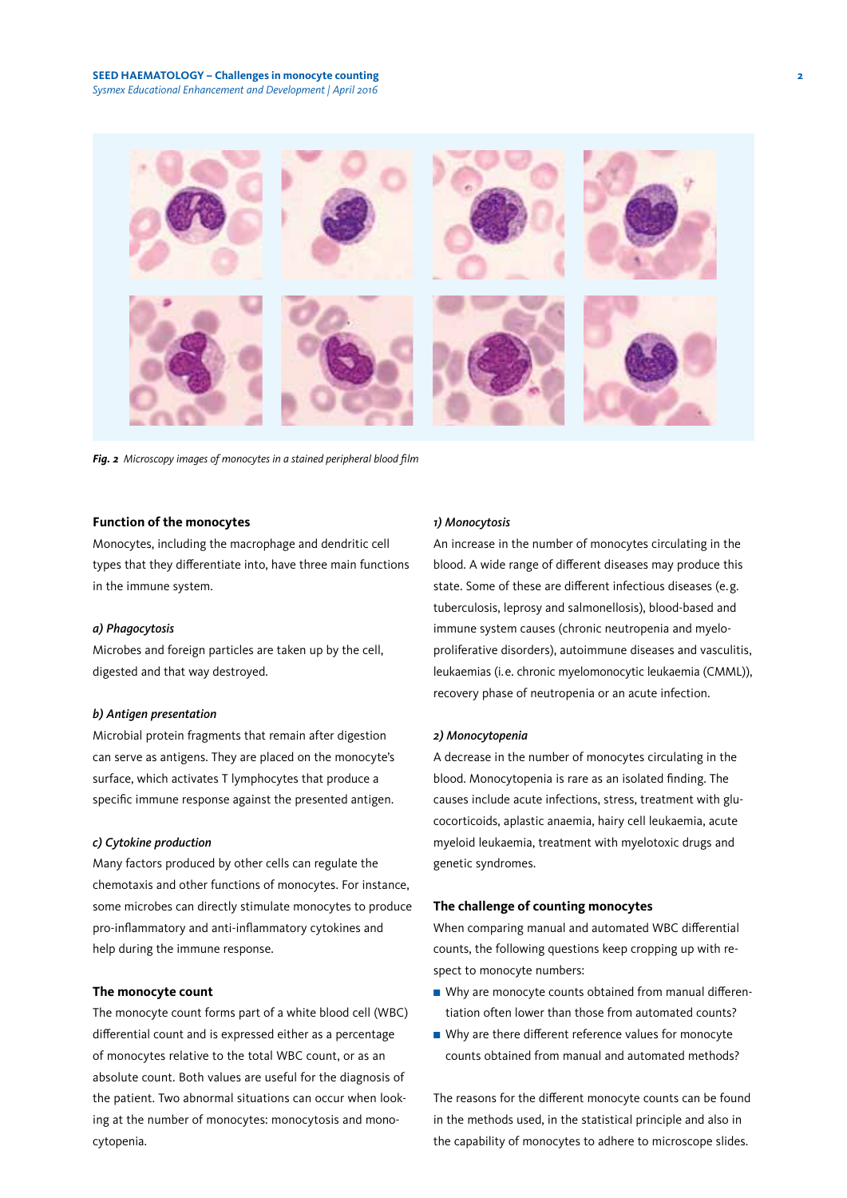*Fig. 2 Microscopy images of monocytes in a stained peripheral blood film*

### Function of the monocytes

Monocytes, including the macrophage and dendritic cell types that they differentiate into, have three main functions in the immune system.

#### *a) Phagocytosis*

Microbes and foreign particles are taken up by the cell, digested and that way destroyed.

#### *b) Antigen presentation*

Microbial protein fragments that remain after digestion can serve as antigens. They are placed on the monocyte's surface, which activates T lymphocytes that produce a specific immune response against the presented antigen.

#### *c) Cytokine production*

Many factors produced by other cells can regulate the chemotaxis and other functions of monocytes. For instance, some microbes can directly stimulate monocytes to produce pro-inflammatory and anti-inflammatory cytokines and help during the immune response.

### The monocyte count

The monocyte count forms part of a white blood cell (WBC) differential count and is expressed either as a percentage of monocytes relative to the total WBC count, or as an absolute count. Both values are useful for the diagnosis of the patient. Two abnormal situations can occur when looking at the number of monocytes: monocytosis and monocytopenia.

#### *1) Monocytosis*

An increase in the number of monocytes circulating in the blood. A wide range of different diseases may produce this state. Some of these are different infectious diseases (e.g. tuberculosis, leprosy and salmonellosis), blood-based and immune system causes (chronic neutropenia and myeloproliferative disorders), autoimmune diseases and vasculitis, leukaemias (i.e. chronic myelomonocytic leukaemia (CMML)), recovery phase of neutropenia or an acute infection.

#### *2) Monocytopenia*

A decrease in the number of monocytes circulating in the blood. Monocytopenia is rare as an isolated finding. The causes include acute infections, stress, treatment with glucocorticoids, aplastic anaemia, hairy cell leukaemia, acute myeloid leukaemia, treatment with myelotoxic drugs and genetic syndromes.

### The challenge of counting monocytes

When comparing manual and automated WBC differential counts, the following questions keep cropping up with respect to monocyte numbers:

- Why are monocyte counts obtained from manual differentiation often lower than those from automated counts?
- Why are there different reference values for monocyte counts obtained from manual and automated methods?

The reasons for the different monocyte counts can be found in the methods used, in the statistical principle and also in the capability of monocytes to adhere to microscope slides.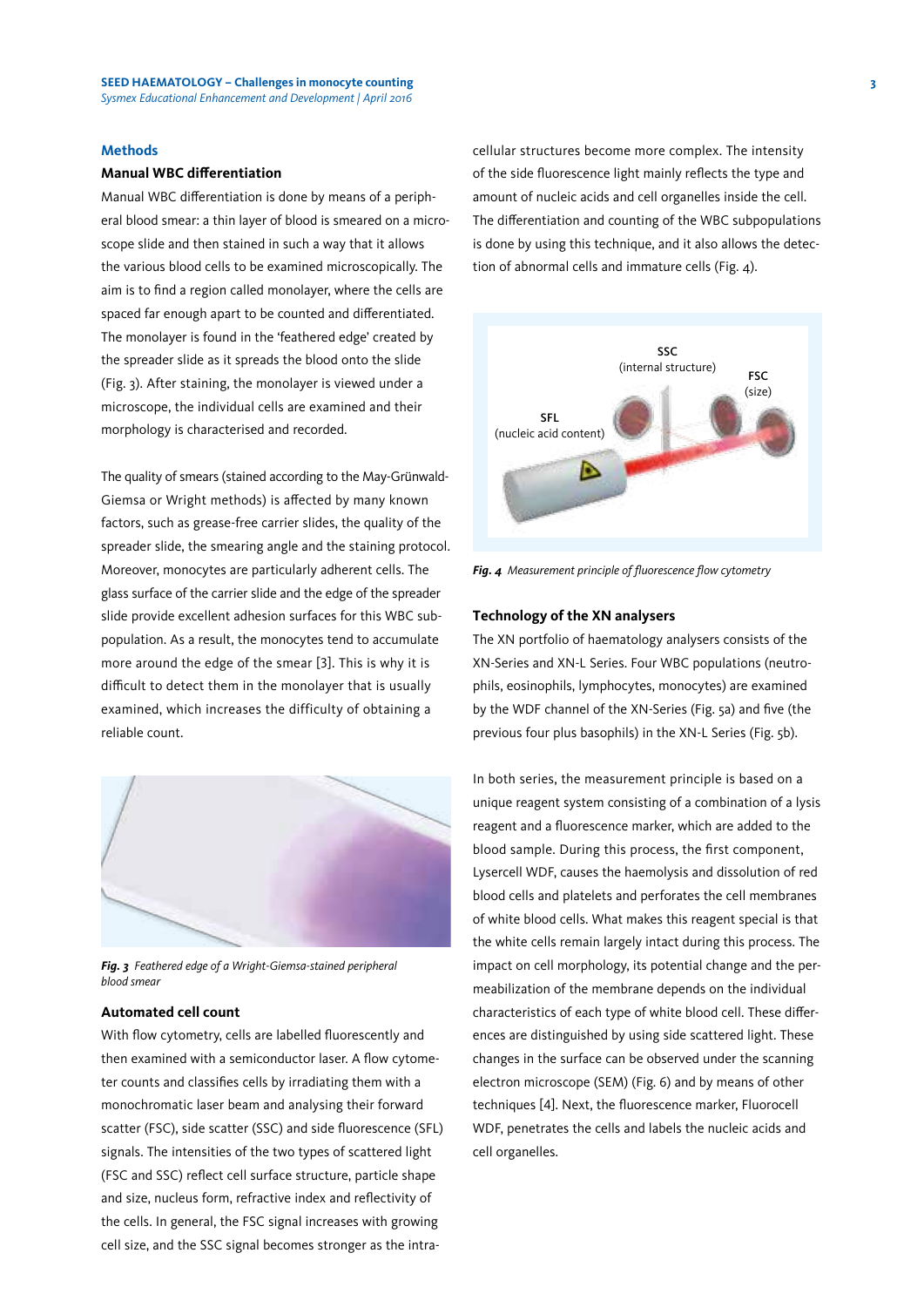## Methods

### Manual WBC differentiation

Manual WBC differentiation is done by means of a peripheral blood smear: a thin layer of blood is smeared on a microscope slide and then stained in such a way that it allows the various blood cells to be examined microscopically. The aim is to find a region called monolayer, where the cells are spaced far enough apart to be counted and differentiated. The monolayer is found in the 'feathered edge' created by the spreader slide as it spreads the blood onto the slide (Fig. 3). After staining, the monolayer is viewed under a microscope, the individual cells are examined and their morphology is characterised and recorded.

The quality of smears (stained according to the May-Grünwald-Giemsa or Wright methods) is affected by many known factors, such as grease-free carrier slides, the quality of the spreader slide, the smearing angle and the staining protocol. Moreover, monocytes are particularly adherent cells. The glass surface of the carrier slide and the edge of the spreader slide provide excellent adhesion surfaces for this WBC subpopulation. As a result, the monocytes tend to accumulate more around the edge of the smear [3]. This is why it is difficult to detect them in the monolayer that is usually examined, which increases the difficulty of obtaining a reliable count.

***Fig. 3*** *Feathered edge of a Wright-Giemsa-stained peripheral blood smear*

### Automated cell count

With flow cytometry, cells are labelled fluorescently and then examined with a semiconductor laser. A flow cytometer counts and classifies cells by irradiating them with a monochromatic laser beam and analysing their forward scatter (FSC), side scatter (SSC) and side fluorescence (SFL) signals. The intensities of the two types of scattered light (FSC and SSC) reflect cell surface structure, particle shape and size, nucleus form, refractive index and reflectivity of the cells. In general, the FSC signal increases with growing cell size, and the SSC signal becomes stronger as the intracellular structures become more complex. The intensity of the side fluorescence light mainly reflects the type and amount of nucleic acids and cell organelles inside the cell. The differentiation and counting of the WBC subpopulations is done by using this technique, and it also allows the detection of abnormal cells and immature cells (Fig. 4).

***Fig. 4*** *Measurement principle of fluorescence flow cytometry*

### Technology of the XN analysers

The XN portfolio of haematology analysers consists of the XN-Series and XN-L Series. Four WBC populations (neutrophils, eosinophils, lymphocytes, monocytes) are examined by the WDF channel of the XN-Series (Fig. 5a) and five (the previous four plus basophils) in the XN-L Series (Fig. 5b).

In both series, the measurement principle is based on a unique reagent system consisting of a combination of a lysis reagent and a fluorescence marker, which are added to the blood sample. During this process, the first component, Lysercell WDF, causes the haemolysis and dissolution of red blood cells and platelets and perforates the cell membranes of white blood cells. What makes this reagent special is that the white cells remain largely intact during this process. The impact on cell morphology, its potential change and the permeabilization of the membrane depends on the individual characteristics of each type of white blood cell. These differences are distinguished by using side scattered light. These changes in the surface can be observed under the scanning electron microscope (SEM) (Fig. 6) and by means of other techniques [4]. Next, the fluorescence marker, Fluorocell WDF, penetrates the cells and labels the nucleic acids and cell organelles.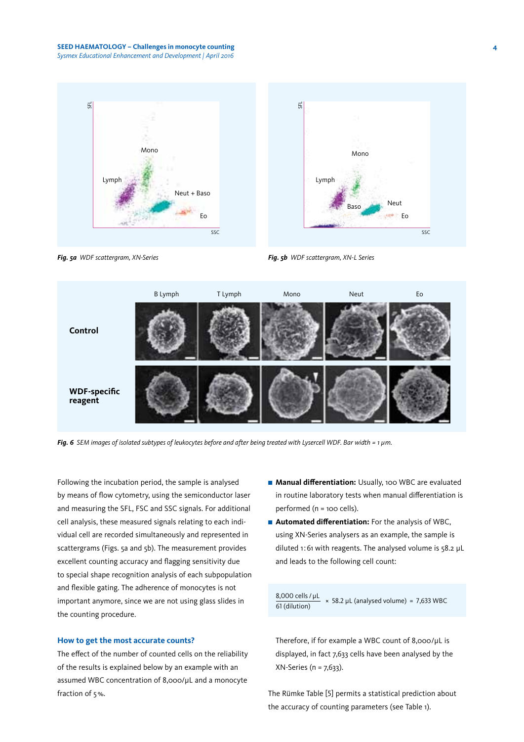*Fig. 5a* WDF scattergram, XN-Series

*Fig. 5b* WDF scattergram, XN-L Series

*Fig. 6* SEM images of isolated subtypes of leukocytes before and after being treated with Lysercell WDF. Bar width = 1 µm.

Following the incubation period, the sample is analysed by means of flow cytometry, using the semiconductor laser and measuring the SFL, FSC and SSC signals. For additional cell analysis, these measured signals relating to each individual cell are recorded simultaneously and represented in scattergrams (Figs. 5a and 5b). The measurement provides excellent counting accuracy and flagging sensitivity due to special shape recognition analysis of each subpopulation and flexible gating. The adherence of monocytes is not important anymore, since we are not using glass slides in the counting procedure.

### How to get the most accurate counts?

The effect of the number of counted cells on the reliability of the results is explained below by an example with an assumed WBC concentration of 8,000/µL and a monocyte fraction of 5 %.

- **Manual differentiation:** Usually, 100 WBC are evaluated in routine laboratory tests when manual differentiation is performed (n = 100 cells).
- **Automated differentiation:** For the analysis of WBC, using XN-Series analysers as an example, the sample is diluted 1:61 with reagents. The analysed volume is 58.2 µL and leads to the following cell count:

$$\frac{8{,}000 \text{ cells / µL}}{61 \text{ (dilution)}} \times 58.2 \text{ µL (analysed volume)} = 7{,}633 \text{ WBC}$$

Therefore, if for example a WBC count of 8,000/µL is displayed, in fact 7,633 cells have been analysed by the XN-Series (n = 7,633).

The Rümke Table [5] permits a statistical prediction about the accuracy of counting parameters (see Table 1).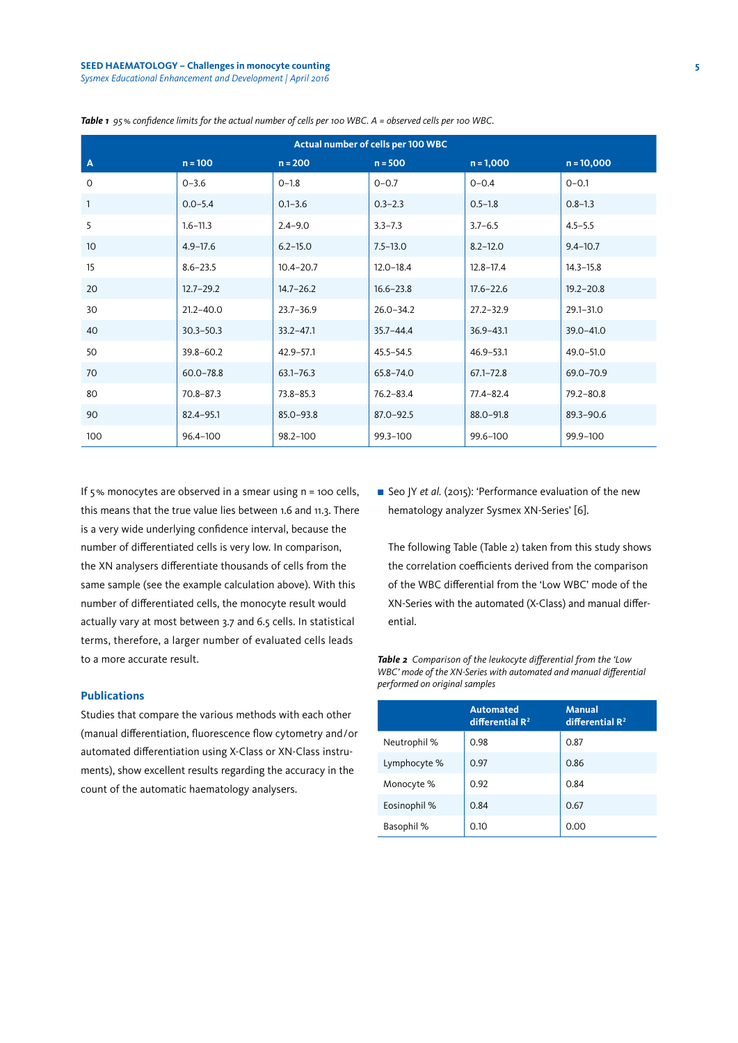*Table 1* *95 % confidence limits for the actual number of cells per 100 WBC. A = observed cells per 100 WBC.*

| | Actual number of cells per 100 WBC | | | | |
|---|---|---|---|---|---|
| **A** | **n = 100** | **n = 200** | **n = 500** | **n = 1,000** | **n = 10,000** |
| 0 | 0–3.6 | 0–1.8 | 0–0.7 | 0–0.4 | 0–0.1 |
| 1 | 0.0–5.4 | 0.1–3.6 | 0.3–2.3 | 0.5–1.8 | 0.8–1.3 |
| 5 | 1.6–11.3 | 2.4–9.0 | 3.3–7.3 | 3.7–6.5 | 4.5–5.5 |
| 10 | 4.9–17.6 | 6.2–15.0 | 7.5–13.0 | 8.2–12.0 | 9.4–10.7 |
| 15 | 8.6–23.5 | 10.4–20.7 | 12.0–18.4 | 12.8–17.4 | 14.3–15.8 |
| 20 | 12.7–29.2 | 14.7–26.2 | 16.6–23.8 | 17.6–22.6 | 19.2–20.8 |
| 30 | 21.2–40.0 | 23.7–36.9 | 26.0–34.2 | 27.2–32.9 | 29.1–31.0 |
| 40 | 30.3–50.3 | 33.2–47.1 | 35.7–44.4 | 36.9–43.1 | 39.0–41.0 |
| 50 | 39.8–60.2 | 42.9–57.1 | 45.5–54.5 | 46.9–53.1 | 49.0–51.0 |
| 70 | 60.0–78.8 | 63.1–76.3 | 65.8–74.0 | 67.1–72.8 | 69.0–70.9 |
| 80 | 70.8–87.3 | 73.8–85.3 | 76.2–83.4 | 77.4–82.4 | 79.2–80.8 |
| 90 | 82.4–95.1 | 85.0–93.8 | 87.0–92.5 | 88.0–91.8 | 89.3–90.6 |
| 100 | 96.4–100 | 98.2–100 | 99.3–100 | 99.6–100 | 99.9–100 |

If 5 % monocytes are observed in a smear using n = 100 cells, this means that the true value lies between 1.6 and 11.3. There is a very wide underlying confidence interval, because the number of differentiated cells is very low. In comparison, the XN analysers differentiate thousands of cells from the same sample (see the example calculation above). With this number of differentiated cells, the monocyte result would actually vary at most between 3.7 and 6.5 cells. In statistical terms, therefore, a larger number of evaluated cells leads to a more accurate result.

## Publications

Studies that compare the various methods with each other (manual differentiation, fluorescence flow cytometry and/or automated differentiation using X-Class or XN-Class instruments), show excellent results regarding the accuracy in the count of the automatic haematology analysers.

- Seo JY *et al.* (2015): 'Performance evaluation of the new hematology analyzer Sysmex XN-Series' [6].

  The following Table (Table 2) taken from this study shows the correlation coefficients derived from the comparison of the WBC differential from the 'Low WBC' mode of the XN-Series with the automated (X-Class) and manual differential.

*Table 2* *Comparison of the leukocyte differential from the 'Low WBC' mode of the XN-Series with automated and manual differential performed on original samples*

| | Automated differential $R^2$ | Manual differential $R^2$ |
|---|---|---|
| Neutrophil % | 0.98 | 0.87 |
| Lymphocyte % | 0.97 | 0.86 |
| Monocyte % | 0.92 | 0.84 |
| Eosinophil % | 0.84 | 0.67 |
| Basophil % | 0.10 | 0.00 |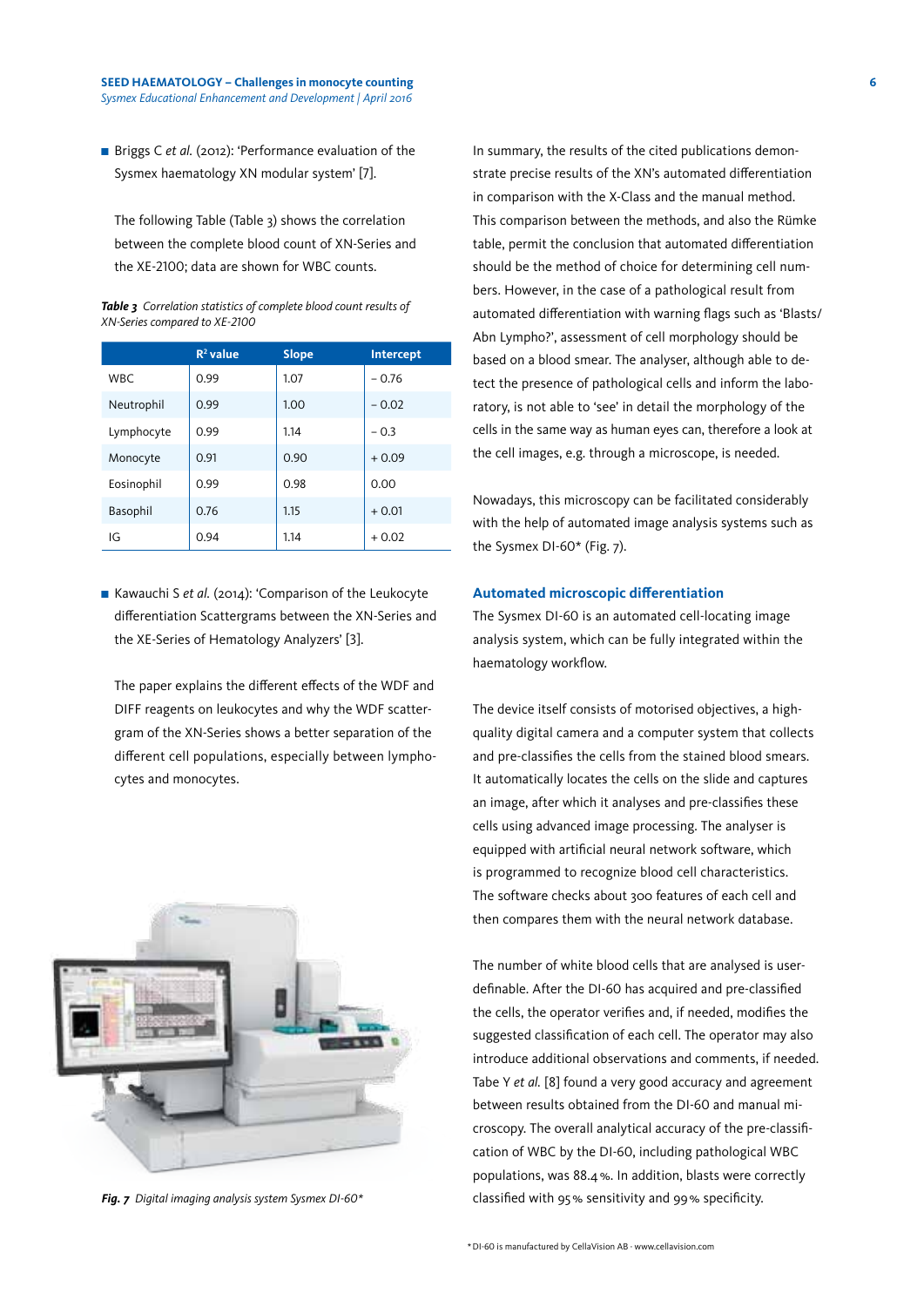- Briggs C *et al.* (2012): 'Performance evaluation of the Sysmex haematology XN modular system' [7].

  The following Table (Table 3) shows the correlation between the complete blood count of XN-Series and the XE-2100; data are shown for WBC counts.

***Table 3*** *Correlation statistics of complete blood count results of XN-Series compared to XE-2100*

| | $R^2$ value | Slope | Intercept |
|---|---|---|---|
| WBC | 0.99 | 1.07 | − 0.76 |
| Neutrophil | 0.99 | 1.00 | − 0.02 |
| Lymphocyte | 0.99 | 1.14 | − 0.3 |
| Monocyte | 0.91 | 0.90 | + 0.09 |
| Eosinophil | 0.99 | 0.98 | 0.00 |
| Basophil | 0.76 | 1.15 | + 0.01 |
| IG | 0.94 | 1.14 | + 0.02 |

- Kawauchi S *et al.* (2014): 'Comparison of the Leukocyte differentiation Scattergrams between the XN-Series and the XE-Series of Hematology Analyzers' [3].

  The paper explains the different effects of the WDF and DIFF reagents on leukocytes and why the WDF scattergram of the XN-Series shows a better separation of the different cell populations, especially between lymphocytes and monocytes.

***Fig. 7*** *Digital imaging analysis system Sysmex DI-60\**

In summary, the results of the cited publications demonstrate precise results of the XN's automated differentiation in comparison with the X-Class and the manual method. This comparison between the methods, and also the Rümke table, permit the conclusion that automated differentiation should be the method of choice for determining cell numbers. However, in the case of a pathological result from automated differentiation with warning flags such as 'Blasts/Abn Lympho?', assessment of cell morphology should be based on a blood smear. The analyser, although able to detect the presence of pathological cells and inform the laboratory, is not able to 'see' in detail the morphology of the cells in the same way as human eyes can, therefore a look at the cell images, e.g. through a microscope, is needed.

Nowadays, this microscopy can be facilitated considerably with the help of automated image analysis systems such as the Sysmex DI-60\* (Fig. 7).

## Automated microscopic differentiation

The Sysmex DI-60 is an automated cell-locating image analysis system, which can be fully integrated within the haematology workflow.

The device itself consists of motorised objectives, a high-quality digital camera and a computer system that collects and pre-classifies the cells from the stained blood smears. It automatically locates the cells on the slide and captures an image, after which it analyses and pre-classifies these cells using advanced image processing. The analyser is equipped with artificial neural network software, which is programmed to recognize blood cell characteristics. The software checks about 300 features of each cell and then compares them with the neural network database.

The number of white blood cells that are analysed is user-definable. After the DI-60 has acquired and pre-classified the cells, the operator verifies and, if needed, modifies the suggested classification of each cell. The operator may also introduce additional observations and comments, if needed. Tabe Y *et al.* [8] found a very good accuracy and agreement between results obtained from the DI-60 and manual microscopy. The overall analytical accuracy of the pre-classification of WBC by the DI-60, including pathological WBC populations, was 88.4 %. In addition, blasts were correctly classified with 95 % sensitivity and 99 % specificity.

\* DI-60 is manufactured by CellaVision AB · www.cellavision.com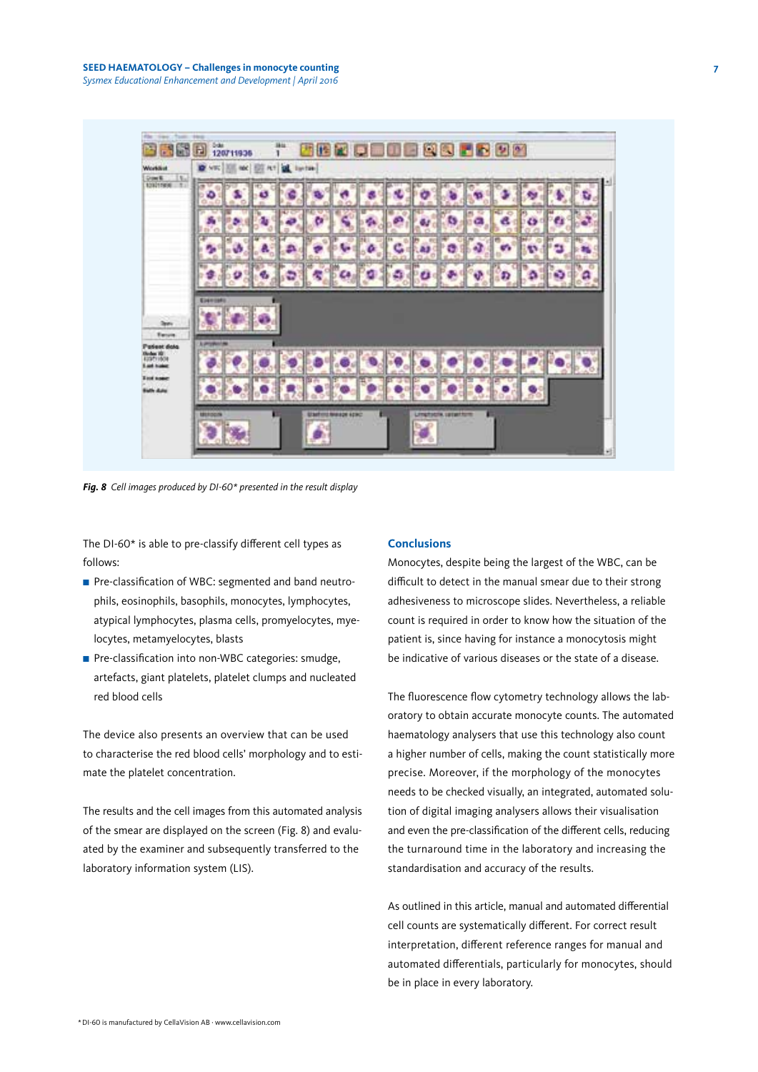*Fig. 8* Cell images produced by DI-60* presented in the result display

The DI-60* is able to pre-classify different cell types as follows:

- Pre-classification of WBC: segmented and band neutrophils, eosinophils, basophils, monocytes, lymphocytes, atypical lymphocytes, plasma cells, promyelocytes, myelocytes, metamyelocytes, blasts
- Pre-classification into non-WBC categories: smudge, artefacts, giant platelets, platelet clumps and nucleated red blood cells

The device also presents an overview that can be used to characterise the red blood cells' morphology and to estimate the platelet concentration.

The results and the cell images from this automated analysis of the smear are displayed on the screen (Fig. 8) and evaluated by the examiner and subsequently transferred to the laboratory information system (LIS).

## Conclusions

Monocytes, despite being the largest of the WBC, can be difficult to detect in the manual smear due to their strong adhesiveness to microscope slides. Nevertheless, a reliable count is required in order to know how the situation of the patient is, since having for instance a monocytosis might be indicative of various diseases or the state of a disease.

The fluorescence flow cytometry technology allows the laboratory to obtain accurate monocyte counts. The automated haematology analysers that use this technology also count a higher number of cells, making the count statistically more precise. Moreover, if the morphology of the monocytes needs to be checked visually, an integrated, automated solution of digital imaging analysers allows their visualisation and even the pre-classification of the different cells, reducing the turnaround time in the laboratory and increasing the standardisation and accuracy of the results.

As outlined in this article, manual and automated differential cell counts are systematically different. For correct result interpretation, different reference ranges for manual and automated differentials, particularly for monocytes, should be in place in every laboratory.

* DI-60 is manufactured by CellaVision AB · www.cellavision.com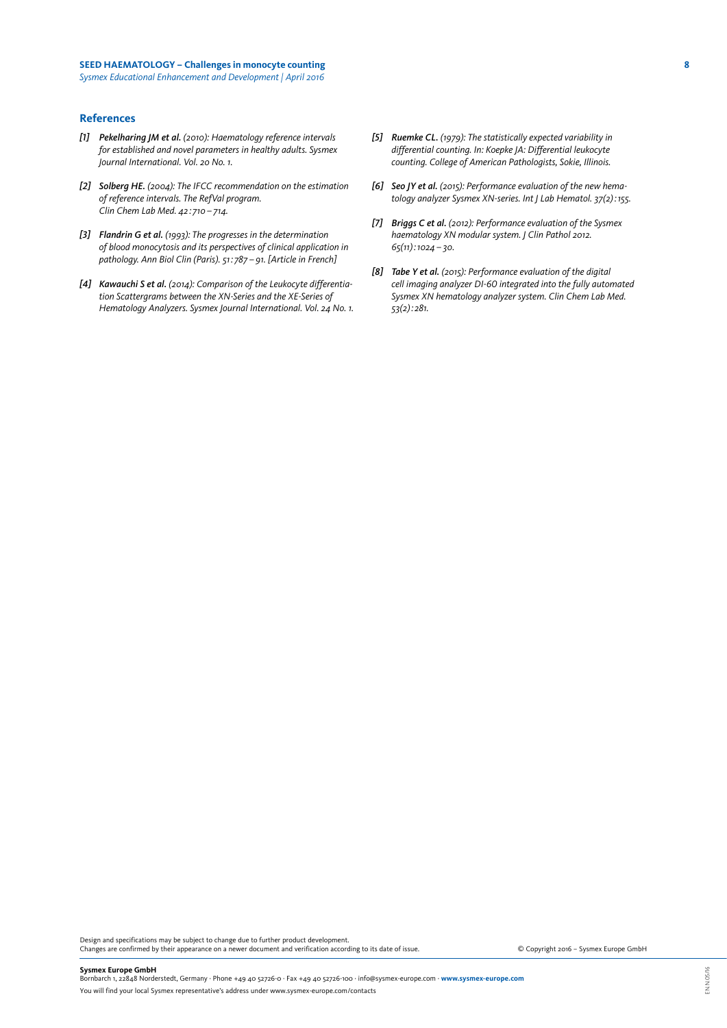## References

*[1] **Pekelharing JM et al.** (2010): Haematology reference intervals for established and novel parameters in healthy adults. Sysmex Journal International. Vol. 20 No. 1.*

*[2] **Solberg HE.** (2004): The IFCC recommendation on the estimation of reference intervals. The RefVal program. Clin Chem Lab Med. 42 : 710 – 714.*

*[3] **Flandrin G et al.** (1993): The progresses in the determination of blood monocytosis and its perspectives of clinical application in pathology. Ann Biol Clin (Paris). 51 : 787 – 91. [Article in French]*

*[4] **Kawauchi S et al.** (2014): Comparison of the Leukocyte differentiation Scattergrams between the XN-Series and the XE-Series of Hematology Analyzers. Sysmex Journal International. Vol. 24 No. 1.*

*[5] **Ruemke CL.** (1979): The statistically expected variability in differential counting. In: Koepke JA: Differential leukocyte counting. College of American Pathologists, Sokie, Illinois.*

*[6] **Seo JY et al.** (2015): Performance evaluation of the new hematology analyzer Sysmex XN-series. Int J Lab Hematol. 37(2) : 155.*

*[7] **Briggs C et al.** (2012): Performance evaluation of the Sysmex haematology XN modular system. J Clin Pathol 2012. 65(11) : 1024 – 30.*

*[8] **Tabe Y et al.** (2015): Performance evaluation of the digital cell imaging analyzer DI-60 integrated into the fully automated Sysmex XN hematology analyzer system. Clin Chem Lab Med. 53(2) : 281.*

Design and specifications may be subject to change due to further product development.
Changes are confirmed by their appearance on a newer document and verification according to its date of issue.

© Copyright 2016 – Sysmex Europe GmbH

**Sysmex Europe GmbH**
Bornbarch 1, 22848 Norderstedt, Germany · Phone +49 40 52726-0 · Fax +49 40 52726-100 · info@sysmex-europe.com · **www.sysmex-europe.com**

You will find your local Sysmex representative's address under www.sysmex-europe.com/contacts

EN.N.05/16